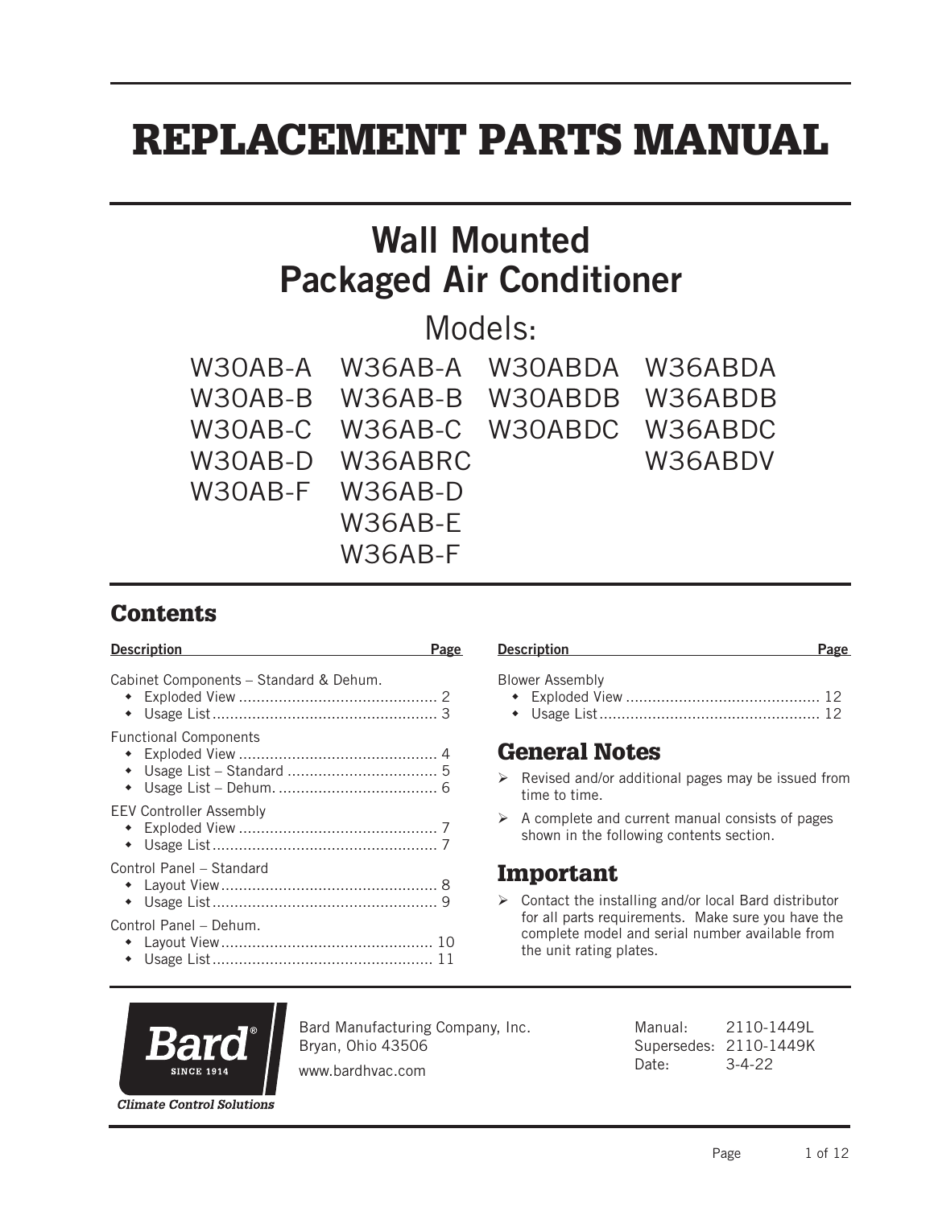# REPLACEMENT PARTS MANUAL

## Wall Mounted Packaged Air Conditioner

Models:

| | | | |
|---|---|---|---|
| W30AB-A | W36AB-A | W30ABDA | W36ABDA |
| W30AB-B | W36AB-B | W30ABDB | W36ABDB |
| W30AB-C | W36AB-C | W30ABDC | W36ABDC |
| W30AB-D | W36ABRC | | W36ABDV |
| W30AB-F | W36AB-D | | |
| | W36AB-E | | |
| | W36AB-F | | |

## Contents

| Description | Page |
|---|---|
| **Cabinet Components – Standard & Dehum.** | |
| • Exploded View | 2 |
| • Usage List | 3 |
| **Functional Components** | |
| • Exploded View | 4 |
| • Usage List – Standard | 5 |
| • Usage List – Dehum. | 6 |
| **EEV Controller Assembly** | |
| • Exploded View | 7 |
| • Usage List | 7 |
| **Control Panel – Standard** | |
| • Layout View | 8 |
| • Usage List | 9 |
| **Control Panel – Dehum.** | |
| • Layout View | 10 |
| • Usage List | 11 |
| **Blower Assembly** | |
| • Exploded View | 12 |
| • Usage List | 12 |

## General Notes

- Revised and/or additional pages may be issued from time to time.
- A complete and current manual consists of pages shown in the following contents section.

## Important

- Contact the installing and/or local Bard distributor for all parts requirements. Make sure you have the complete model and serial number available from the unit rating plates.

Bard Manufacturing Company, Inc.
Bryan, Ohio 43506
www.bardhvac.com

Manual: 2110-1449L
Supersedes: 2110-1449K
Date: 3-4-22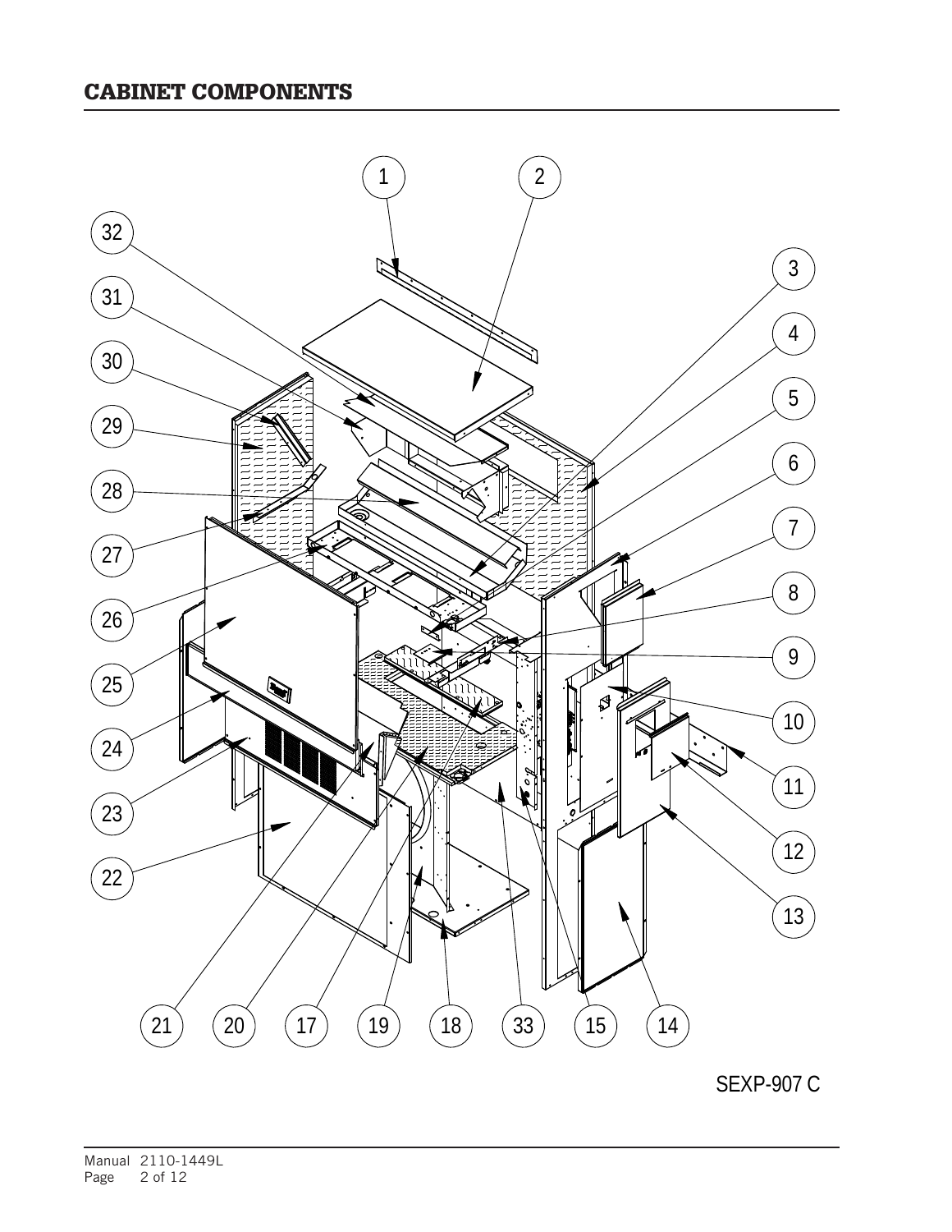# CABINET COMPONENTS

SEXP-907 C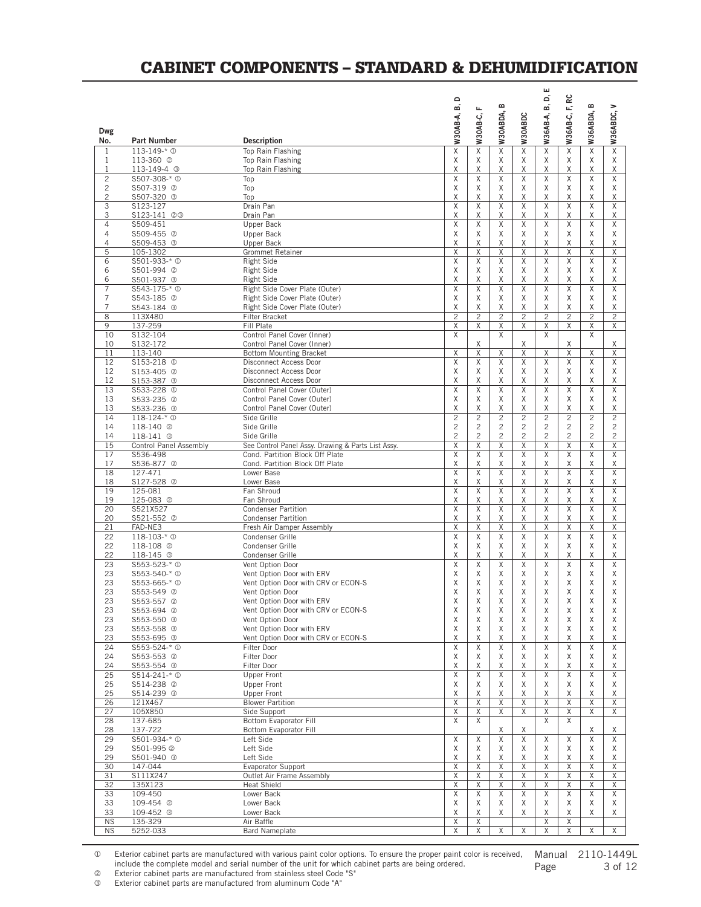# CABINET COMPONENTS – STANDARD & DEHUMIDIFICATION

| Dwg No. | Part Number | Description | W30AB-A, B, D | W30AB-C, F | W30ABDA, B | W30ABDC | W36AB-A, B, D, E | W36AB-C, F, RC | W36ABDA, B | W36ABDC, V |
|---|---|---|---|---|---|---|---|---|---|---|
| 1 | 113-149-* ① | Top Rain Flashing | X | X | X | X | X | X | X | X |
| 1 | 113-360 ② | Top Rain Flashing | X | X | X | X | X | X | X | X |
| 1 | 113-149-4 ③ | Top Rain Flashing | X | X | X | X | X | X | X | X |
| 2 | S507-308-* ① | Top | X | X | X | X | X | X | X | X |
| 2 | S507-319 ② | Top | X | X | X | X | X | X | X | X |
| 2 | S507-320 ③ | Top | X | X | X | X | X | X | X | X |
| 3 | S123-127 | Drain Pan | X | X | X | X | X | X | X | X |
| 3 | S123-141 ②③ | Drain Pan | X | X | X | X | X | X | X | X |
| 4 | S509-451 | Upper Back | X | X | X | X | X | X | X | X |
| 4 | S509-455 ② | Upper Back | X | X | X | X | X | X | X | X |
| 4 | S509-453 ③ | Upper Back | X | X | X | X | X | X | X | X |
| 5 | 105-1302 | Grommet Retainer | X | X | X | X | X | X | X | X |
| 6 | S501-933-* ① | Right Side | X | X | X | X | X | X | X | X |
| 6 | S501-994 ② | Right Side | X | X | X | X | X | X | X | X |
| 6 | S501-937 ③ | Right Side | X | X | X | X | X | X | X | X |
| 7 | S543-175-* ① | Right Side Cover Plate (Outer) | X | X | X | X | X | X | X | X |
| 7 | S543-185 ② | Right Side Cover Plate (Outer) | X | X | X | X | X | X | X | X |
| 7 | S543-184 ③ | Right Side Cover Plate (Outer) | X | X | X | X | X | X | X | X |
| 8 | 113X480 | Filter Bracket | 2 | 2 | 2 | 2 | 2 | 2 | 2 | 2 |
| 9 | 137-259 | Fill Plate | X | X | X | X | X | X | X | X |
| 10 | S132-104 | Control Panel Cover (Inner) | X | | X | | X | | X | |
| 10 | S132-172 | Control Panel Cover (Inner) | | X | | X | | X | | X |
| 11 | 113-140 | Bottom Mounting Bracket | X | X | X | X | X | X | X | X |
| 12 | S153-218 ① | Disconnect Access Door | X | X | X | X | X | X | X | X |
| 12 | S153-405 ② | Disconnect Access Door | X | X | X | X | X | X | X | X |
| 12 | S153-387 ③ | Disconnect Access Door | X | X | X | X | X | X | X | X |
| 13 | S533-228 ① | Control Panel Cover (Outer) | X | X | X | X | X | X | X | X |
| 13 | S533-235 ② | Control Panel Cover (Outer) | X | X | X | X | X | X | X | X |
| 13 | S533-236 ③ | Control Panel Cover (Outer) | X | X | X | X | X | X | X | X |
| 14 | 118-124-* ① | Side Grille | 2 | 2 | 2 | 2 | 2 | 2 | 2 | 2 |
| 14 | 118-140 ② | Side Grille | 2 | 2 | 2 | 2 | 2 | 2 | 2 | 2 |
| 14 | 118-141 ③ | Side Grille | 2 | 2 | 2 | 2 | 2 | 2 | 2 | 2 |
| 15 | Control Panel Assembly | See Control Panel Assy. Drawing & Parts List Assy. | X | X | X | X | X | X | X | X |
| 17 | S536-498 | Cond. Partition Block Off Plate | X | X | X | X | X | X | X | X |
| 17 | S536-877 ② | Cond. Partition Block Off Plate | X | X | X | X | X | X | X | X |
| 18 | 127-471 | Lower Base | X | X | X | X | X | X | X | X |
| 18 | S127-528 ② | Lower Base | X | X | X | X | X | X | X | X |
| 19 | 125-081 | Fan Shroud | X | X | X | X | X | X | X | X |
| 19 | 125-083 ② | Fan Shroud | X | X | X | X | X | X | X | X |
| 20 | S521X527 | Condenser Partition | X | X | X | X | X | X | X | X |
| 20 | S521-552 ② | Condenser Partition | X | X | X | X | X | X | X | X |
| 21 | FAD-NE3 | Fresh Air Damper Assembly | X | X | X | X | X | X | X | X |
| 22 | 118-103-* ① | Condenser Grille | X | X | X | X | X | X | X | X |
| 22 | 118-108 ② | Condenser Grille | X | X | X | X | X | X | X | X |
| 22 | 118-145 ③ | Condenser Grille | X | X | X | X | X | X | X | X |
| 23 | S553-523-* ① | Vent Option Door | X | X | X | X | X | X | X | X |
| 23 | S553-540-* ① | Vent Option Door with ERV | X | X | X | X | X | X | X | X |
| 23 | S553-665-* ① | Vent Option Door with CRV or ECON-S | X | X | X | X | X | X | X | X |
| 23 | S553-549 ② | Vent Option Door | X | X | X | X | X | X | X | X |
| 23 | S553-557 ② | Vent Option Door with ERV | X | X | X | X | X | X | X | X |
| 23 | S553-694 ② | Vent Option Door with CRV or ECON-S | X | X | X | X | X | X | X | X |
| 23 | S553-550 ③ | Vent Option Door | X | X | X | X | X | X | X | X |
| 23 | S553-558 ③ | Vent Option Door with ERV | X | X | X | X | X | X | X | X |
| 23 | S553-695 ③ | Vent Option Door with CRV or ECON-S | X | X | X | X | X | X | X | X |
| 24 | S553-524-* ① | Filter Door | X | X | X | X | X | X | X | X |
| 24 | S553-553 ② | Filter Door | X | X | X | X | X | X | X | X |
| 24 | S553-554 ③ | Filter Door | X | X | X | X | X | X | X | X |
| 25 | S514-241-* ① | Upper Front | X | X | X | X | X | X | X | X |
| 25 | S514-238 ② | Upper Front | X | X | X | X | X | X | X | X |
| 25 | S514-239 ③ | Upper Front | X | X | X | X | X | X | X | X |
| 26 | 121X467 | Blower Partition | X | X | X | X | X | X | X | X |
| 27 | 105X850 | Side Support | X | X | X | X | X | X | X | X |
| 28 | 137-685 | Bottom Evaporator Fill | X | X | | | X | X | | |
| 28 | 137-722 | Bottom Evaporator Fill | | | X | X | | | X | X |
| 29 | S501-934-* ① | Left Side | X | X | X | X | X | X | X | X |
| 29 | S501-995 ② | Left Side | X | X | X | X | X | X | X | X |
| 29 | S501-940 ③ | Left Side | X | X | X | X | X | X | X | X |
| 30 | 147-044 | Evaporator Support | X | X | X | X | X | X | X | X |
| 31 | S111X247 | Outlet Air Frame Assembly | X | X | X | X | X | X | X | X |
| 32 | 135X123 | Heat Shield | X | X | X | X | X | X | X | X |
| 33 | 109-450 | Lower Back | X | X | X | X | X | X | X | X |
| 33 | 109-454 ② | Lower Back | X | X | X | X | X | X | X | X |
| 33 | 109-452 ③ | Lower Back | X | X | X | X | X | X | X | X |
| NS | 135-329 | Air Baffle | X | X | | | X | X | | |
| NS | 5252-033 | Bard Nameplate | X | X | X | X | X | X | X | X |

① Exterior cabinet parts are manufactured with various paint color options. To ensure the proper paint color is received, include the complete model and serial number of the unit for which cabinet parts are being ordered.

② Exterior cabinet parts are manufactured from stainless steel Code "S"

③ Exterior cabinet parts are manufactured from aluminum Code "A"

Manual 2110-1449L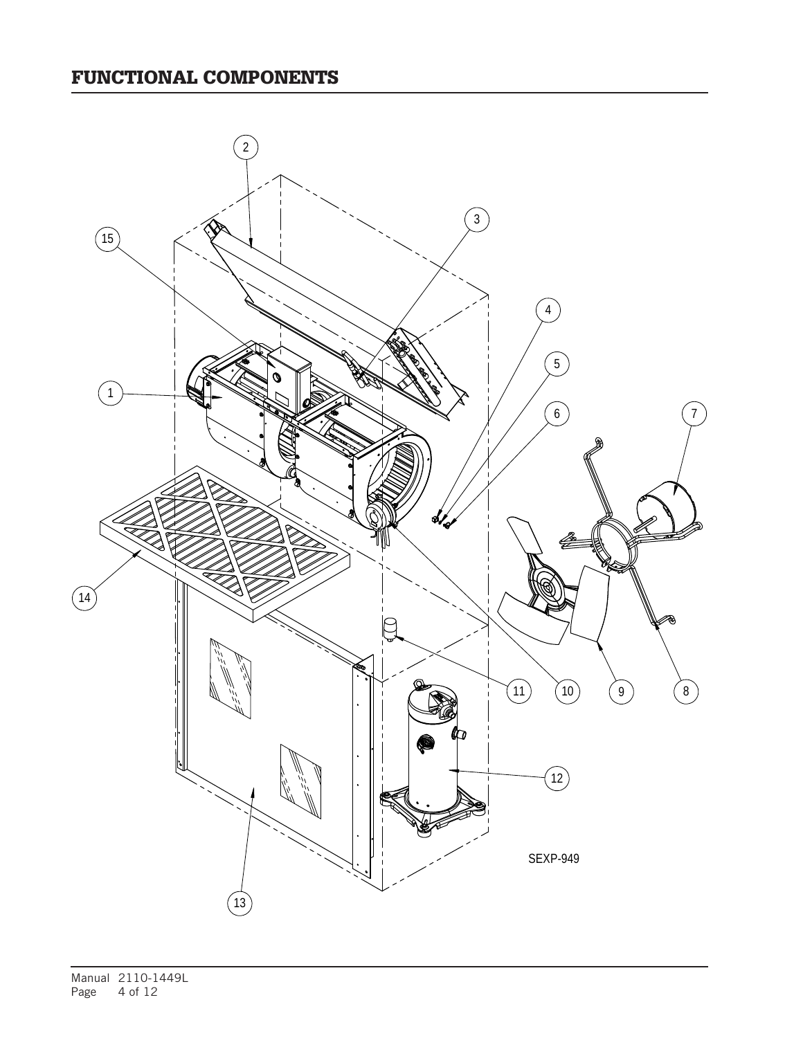# FUNCTIONAL COMPONENTS

SEXP-949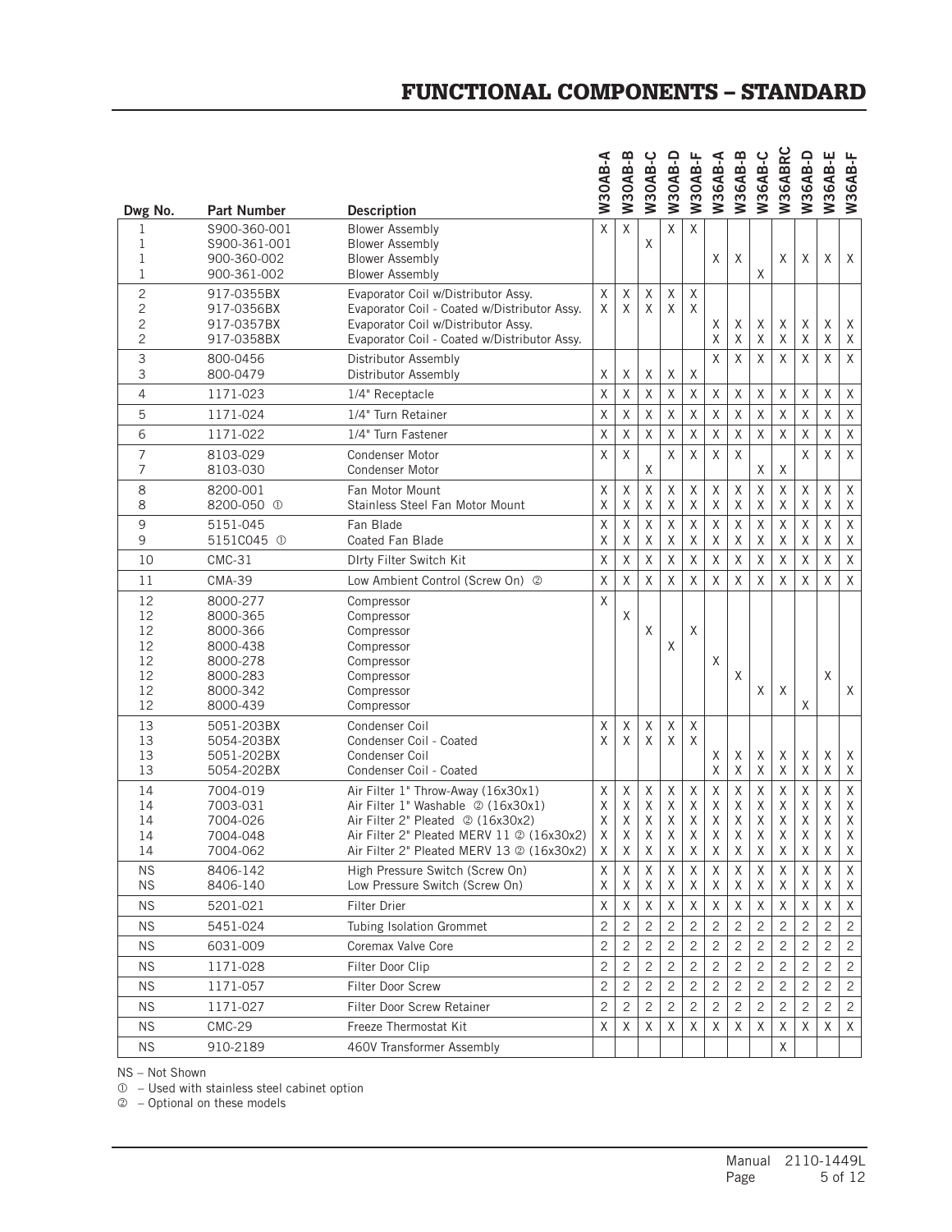# FUNCTIONAL COMPONENTS – STANDARD

| Dwg No. | Part Number | Description | W30AB-A | W30AB-B | W30AB-C | W30AB-D | W30AB-F | W36AB-A | W36AB-B | W36AB-C | W36ABRC | W36AB-D | W36AB-E | W36AB-F |
|---|---|---|---|---|---|---|---|---|---|---|---|---|---|---|
| 1 | S900-360-001 | Blower Assembly | X | X | | X | X | | | | | | | |
| 1 | S900-361-001 | Blower Assembly | | | X | | | | | | | | | |
| 1 | 900-360-002 | Blower Assembly | | | | | | X | X | | X | X | X | X |
| 1 | 900-361-002 | Blower Assembly | | | | | | | | X | | | | |
| 2 | 917-0355BX | Evaporator Coil w/Distributor Assy. | X | X | X | X | X | | | | | | | |
| 2 | 917-0356BX | Evaporator Coil - Coated w/Distributor Assy. | X | X | X | X | X | | | | | | | |
| 2 | 917-0357BX | Evaporator Coil w/Distributor Assy. | | | | | | X | X | X | X | X | X | X |
| 2 | 917-0358BX | Evaporator Coil - Coated w/Distributor Assy. | | | | | | X | X | X | X | X | X | X |
| 3 | 800-0456 | Distributor Assembly | | | | | | X | X | X | X | X | X | X |
| 3 | 800-0479 | Distributor Assembly | X | X | X | X | X | | | | | | | |
| 4 | 1171-023 | 1/4" Receptacle | X | X | X | X | X | X | X | X | X | X | X | X |
| 5 | 1171-024 | 1/4" Turn Retainer | X | X | X | X | X | X | X | X | X | X | X | X |
| 6 | 1171-022 | 1/4" Turn Fastener | X | X | X | X | X | X | X | X | X | X | X | X |
| 7 | 8103-029 | Condenser Motor | X | X | | X | X | X | X | | | X | X | X |
| 7 | 8103-030 | Condenser Motor | | | X | | | | | X | X | | | |
| 8 | 8200-001 | Fan Motor Mount | X | X | X | X | X | X | X | X | X | X | X | X |
| 8 | 8200-050 ① | Stainless Steel Fan Motor Mount | X | X | X | X | X | X | X | X | X | X | X | X |
| 9 | 5151-045 | Fan Blade | X | X | X | X | X | X | X | X | X | X | X | X |
| 9 | 5151C045 ① | Coated Fan Blade | X | X | X | X | X | X | X | X | X | X | X | X |
| 10 | CMC-31 | DIrty Filter Switch Kit | X | X | X | X | X | X | X | X | X | X | X | X |
| 11 | CMA-39 | Low Ambient Control (Screw On) ② | X | X | X | X | X | X | X | X | X | X | X | X |
| 12 | 8000-277 | Compressor | X | | | | | | | | | | | |
| 12 | 8000-365 | Compressor | | X | | | | | | | | | | |
| 12 | 8000-366 | Compressor | | | X | | X | | | | | | | |
| 12 | 8000-438 | Compressor | | | | X | | | | | | | | |
| 12 | 8000-278 | Compressor | | | | | | X | | | | | | |
| 12 | 8000-283 | Compressor | | | | | | | X | | | | X | |
| 12 | 8000-342 | Compressor | | | | | | | | X | X | | | X |
| 12 | 8000-439 | Compressor | | | | | | | | | | X | | |
| 13 | 5051-203BX | Condenser Coil | X | X | X | X | X | | | | | | | |
| 13 | 5054-203BX | Condenser Coil - Coated | X | X | X | X | X | | | | | | | |
| 13 | 5051-202BX | Condenser Coil | | | | | | X | X | X | X | X | X | X |
| 13 | 5054-202BX | Condenser Coil - Coated | | | | | | X | X | X | X | X | X | X |
| 14 | 7004-019 | Air Filter 1" Throw-Away (16x30x1) | X | X | X | X | X | X | X | X | X | X | X | X |
| 14 | 7003-031 | Air Filter 1" Washable ② (16x30x1) | X | X | X | X | X | X | X | X | X | X | X | X |
| 14 | 7004-026 | Air Filter 2" Pleated ② (16x30x2) | X | X | X | X | X | X | X | X | X | X | X | X |
| 14 | 7004-048 | Air Filter 2" Pleated MERV 11 ② (16x30x2) | X | X | X | X | X | X | X | X | X | X | X | X |
| 14 | 7004-062 | Air Filter 2" Pleated MERV 13 ② (16x30x2) | X | X | X | X | X | X | X | X | X | X | X | X |
| NS | 8406-142 | High Pressure Switch (Screw On) | X | X | X | X | X | X | X | X | X | X | X | X |
| NS | 8406-140 | Low Pressure Switch (Screw On) | X | X | X | X | X | X | X | X | X | X | X | X |
| NS | 5201-021 | Filter Drier | X | X | X | X | X | X | X | X | X | X | X | X |
| NS | 5451-024 | Tubing Isolation Grommet | 2 | 2 | 2 | 2 | 2 | 2 | 2 | 2 | 2 | 2 | 2 | 2 |
| NS | 6031-009 | Coremax Valve Core | 2 | 2 | 2 | 2 | 2 | 2 | 2 | 2 | 2 | 2 | 2 | 2 |
| NS | 1171-028 | Filter Door Clip | 2 | 2 | 2 | 2 | 2 | 2 | 2 | 2 | 2 | 2 | 2 | 2 |
| NS | 1171-057 | Filter Door Screw | 2 | 2 | 2 | 2 | 2 | 2 | 2 | 2 | 2 | 2 | 2 | 2 |
| NS | 1171-027 | Filter Door Screw Retainer | 2 | 2 | 2 | 2 | 2 | 2 | 2 | 2 | 2 | 2 | 2 | 2 |
| NS | CMC-29 | Freeze Thermostat Kit | X | X | X | X | X | X | X | X | X | X | X | X |
| NS | 910-2189 | 460V Transformer Assembly | | | | | | | | | X | | | |

NS – Not Shown

① – Used with stainless steel cabinet option

② – Optional on these models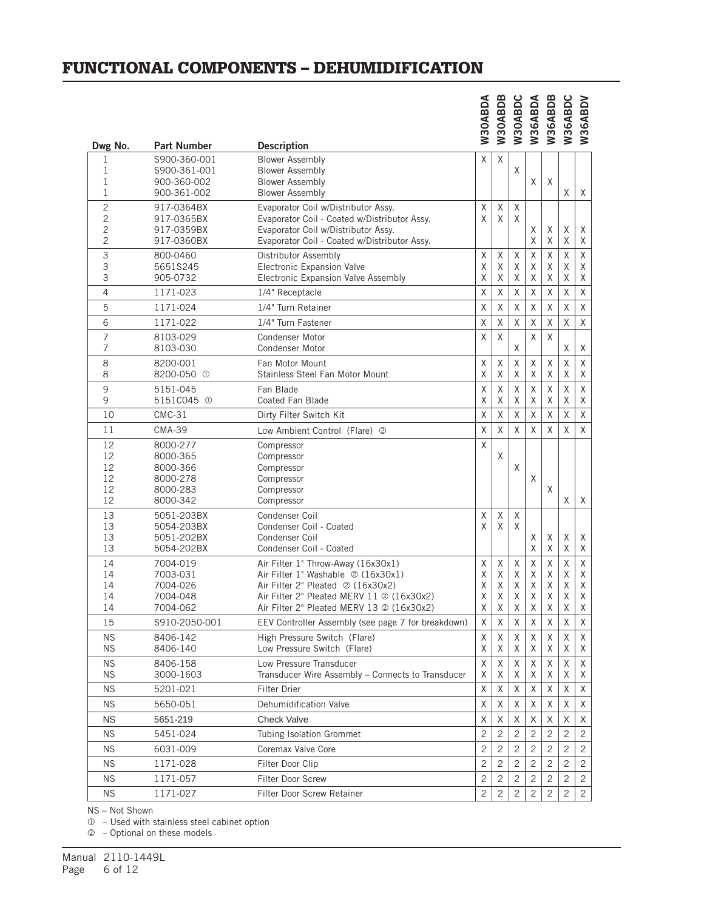# FUNCTIONAL COMPONENTS – DEHUMIDIFICATION

| Dwg No. | Part Number | Description | W30ABDA | W30ABDB | W30ABDC | W36ABDA | W36ABDB | W36ABDC | W36ABDV |
|---|---|---|---|---|---|---|---|---|---|
| 1 | S900-360-001 | Blower Assembly | X | X | | | | | |
| 1 | S900-361-001 | Blower Assembly | | | X | | | | |
| 1 | 900-360-002 | Blower Assembly | | | | X | X | | |
| 1 | 900-361-002 | Blower Assembly | | | | | | X | X |
| 2 | 917-0364BX | Evaporator Coil w/Distributor Assy. | X | X | X | | | | |
| 2 | 917-0365BX | Evaporator Coil - Coated w/Distributor Assy. | X | X | X | | | | |
| 2 | 917-0359BX | Evaporator Coil w/Distributor Assy. | | | | X | X | X | X |
| 2 | 917-0360BX | Evaporator Coil - Coated w/Distributor Assy. | | | | X | X | X | X |
| 3 | 800-0460 | Distributor Assembly | X | X | X | X | X | X | X |
| 3 | 5651S245 | Electronic Expansion Valve | X | X | X | X | X | X | X |
| 3 | 905-0732 | Electronic Expansion Valve Assembly | X | X | X | X | X | X | X |
| 4 | 1171-023 | 1/4" Receptacle | X | X | X | X | X | X | X |
| 5 | 1171-024 | 1/4" Turn Retainer | X | X | X | X | X | X | X |
| 6 | 1171-022 | 1/4" Turn Fastener | X | X | X | X | X | X | X |
| 7 | 8103-029 | Condenser Motor | X | X | | X | X | | |
| 7 | 8103-030 | Condenser Motor | | | X | | | X | X |
| 8 | 8200-001 | Fan Motor Mount | X | X | X | X | X | X | X |
| 8 | 8200-050 ① | Stainless Steel Fan Motor Mount | X | X | X | X | X | X | X |
| 9 | 5151-045 | Fan Blade | X | X | X | X | X | X | X |
| 9 | 5151C045 ① | Coated Fan Blade | X | X | X | X | X | X | X |
| 10 | CMC-31 | Dirty Filter Switch Kit | X | X | X | X | X | X | X |
| 11 | CMA-39 | Low Ambient Control (Flare) ② | X | X | X | X | X | X | X |
| 12 | 8000-277 | Compressor | X | | | | | | |
| 12 | 8000-365 | Compressor | | X | | | | | |
| 12 | 8000-366 | Compressor | | | X | | | | |
| 12 | 8000-278 | Compressor | | | | X | | | |
| 12 | 8000-283 | Compressor | | | | | X | | |
| 12 | 8000-342 | Compressor | | | | | | X | X |
| 13 | 5051-203BX | Condenser Coil | X | X | X | | | | |
| 13 | 5054-203BX | Condenser Coil - Coated | X | X | X | | | | |
| 13 | 5051-202BX | Condenser Coil | | | | X | X | X | X |
| 13 | 5054-202BX | Condenser Coil - Coated | | | | X | X | X | X |
| 14 | 7004-019 | Air Filter 1" Throw-Away (16x30x1) | X | X | X | X | X | X | X |
| 14 | 7003-031 | Air Filter 1" Washable ② (16x30x1) | X | X | X | X | X | X | X |
| 14 | 7004-026 | Air Filter 2" Pleated ② (16x30x2) | X | X | X | X | X | X | X |
| 14 | 7004-048 | Air Filter 2" Pleated MERV 11 ② (16x30x2) | X | X | X | X | X | X | X |
| 14 | 7004-062 | Air Filter 2" Pleated MERV 13 ② (16x30x2) | X | X | X | X | X | X | X |
| 15 | S910-2050-001 | EEV Controller Assembly (see page 7 for breakdown) | X | X | X | X | X | X | X |
| NS | 8406-142 | High Pressure Switch (Flare) | X | X | X | X | X | X | X |
| NS | 8406-140 | Low Pressure Switch (Flare) | X | X | X | X | X | X | X |
| NS | 8406-158 | Low Pressure Transducer | X | X | X | X | X | X | X |
| NS | 3000-1603 | Transducer Wire Assembly – Connects to Transducer | X | X | X | X | X | X | X |
| NS | 5201-021 | Filter Drier | X | X | X | X | X | X | X |
| NS | 5650-051 | Dehumidification Valve | X | X | X | X | X | X | X |
| NS | 5651-219 | Check Valve | X | X | X | X | X | X | X |
| NS | 5451-024 | Tubing Isolation Grommet | 2 | 2 | 2 | 2 | 2 | 2 | 2 |
| NS | 6031-009 | Coremax Valve Core | 2 | 2 | 2 | 2 | 2 | 2 | 2 |
| NS | 1171-028 | Filter Door Clip | 2 | 2 | 2 | 2 | 2 | 2 | 2 |
| NS | 1171-057 | Filter Door Screw | 2 | 2 | 2 | 2 | 2 | 2 | 2 |
| NS | 1171-027 | Filter Door Screw Retainer | 2 | 2 | 2 | 2 | 2 | 2 | 2 |

NS – Not Shown

① – Used with stainless steel cabinet option

② – Optional on these models

Manual 2110-1449L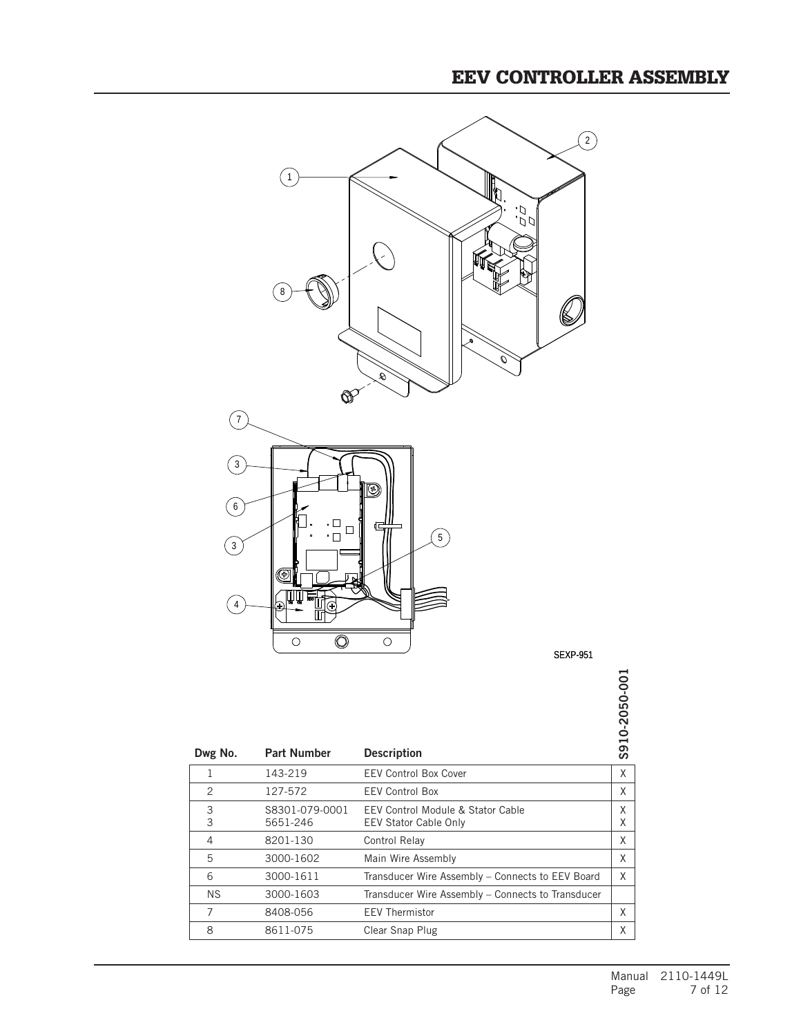# EEV CONTROLLER ASSEMBLY

SEXP-951

| Dwg No. | Part Number | Description | S910-2050-001 |
|---|---|---|---|
| 1 | 143-219 | EEV Control Box Cover | X |
| 2 | 127-572 | EEV Control Box | X |
| 3<br>3 | S8301-079-0001<br>5651-246 | EEV Control Module & Stator Cable<br>EEV Stator Cable Only | X<br>X |
| 4 | 8201-130 | Control Relay | X |
| 5 | 3000-1602 | Main Wire Assembly | X |
| 6 | 3000-1611 | Transducer Wire Assembly – Connects to EEV Board | X |
| NS | 3000-1603 | Transducer Wire Assembly – Connects to Transducer | |
| 7 | 8408-056 | EEV Thermistor | X |
| 8 | 8611-075 | Clear Snap Plug | X |

Manual 2110-1449L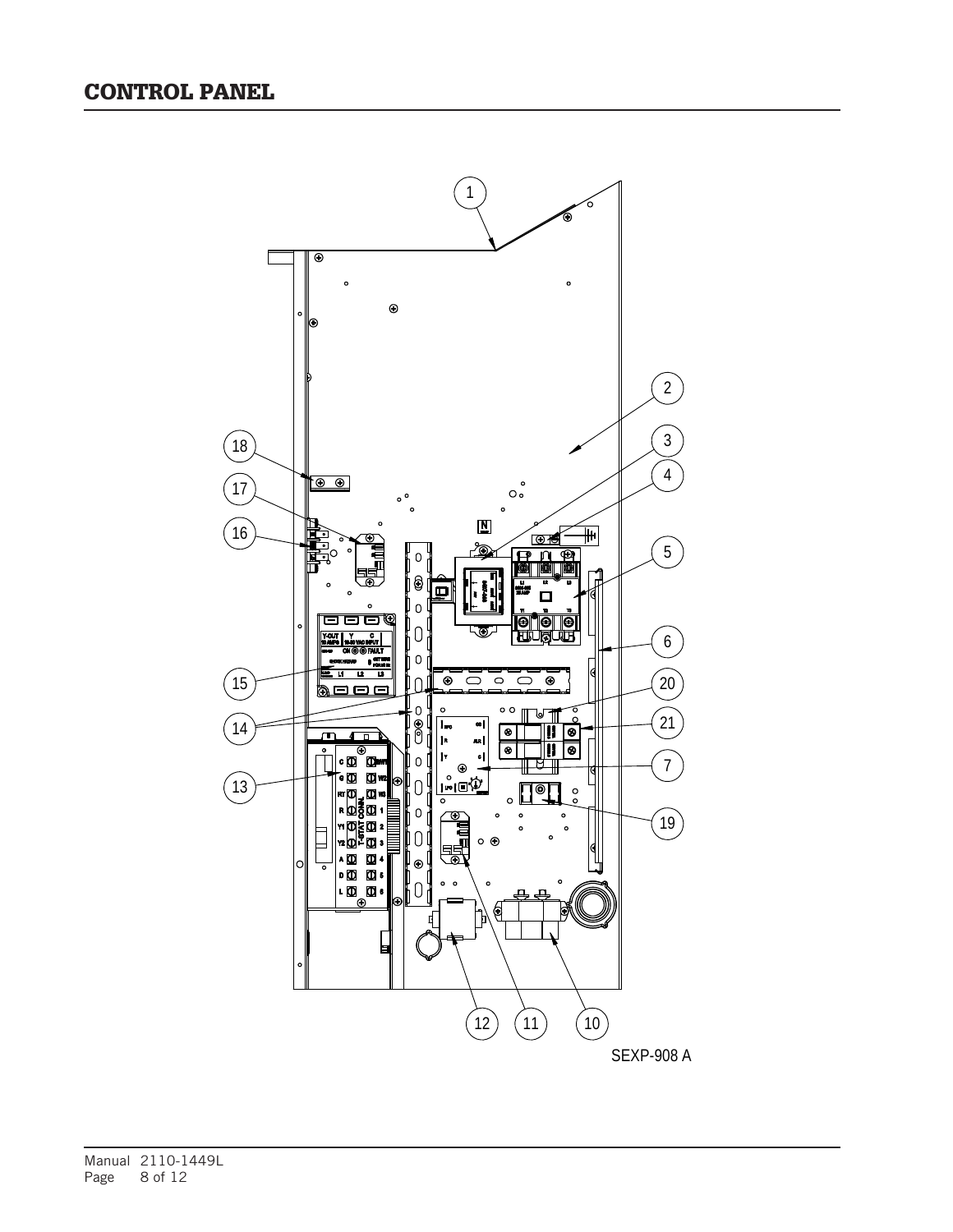## CONTROL PANEL

SEXP-908 A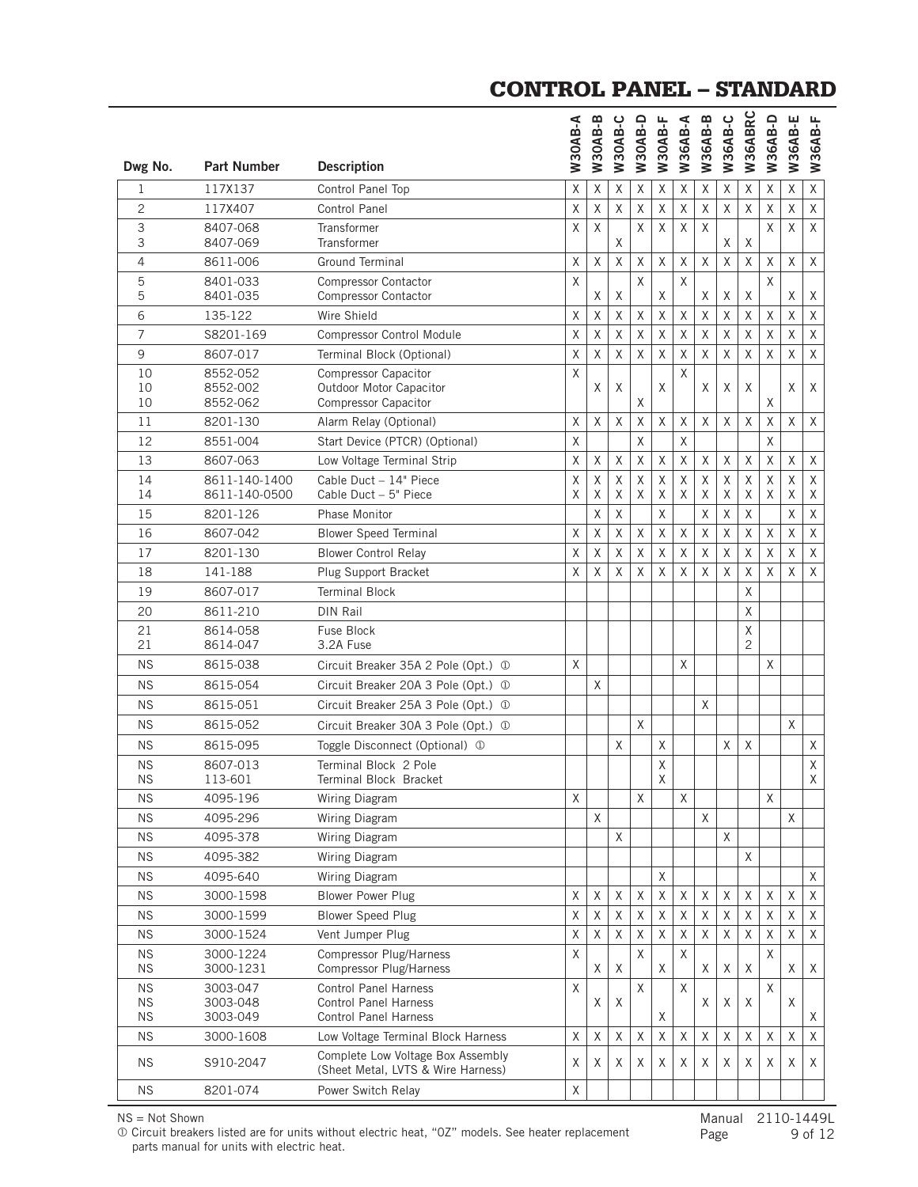# CONTROL PANEL – STANDARD

| Dwg No. | Part Number | Description | W30AB-A | W30AB-B | W30AB-C | W30AB-D | W30AB-F | W36AB-A | W36AB-B | W36AB-C | W36ABRC | W36AB-D | W36AB-E | W36AB-F |
|---|---|---|---|---|---|---|---|---|---|---|---|---|---|---|
| 1 | 117X137 | Control Panel Top | X | X | X | X | X | X | X | X | X | X | X | X |
| 2 | 117X407 | Control Panel | X | X | X | X | X | X | X | X | X | X | X | X |
| 3 | 8407-068 | Transformer | X | X | | X | X | X | X | | | X | X | X |
| 3 | 8407-069 | Transformer | | | X | | | | | X | X | | | |
| 4 | 8611-006 | Ground Terminal | X | X | X | X | X | X | X | X | X | X | X | X |
| 5 | 8401-033 | Compressor Contactor | X | | | X | | X | | | | X | | |
| 5 | 8401-035 | Compressor Contactor | | X | X | | X | | X | X | X | | X | X |
| 6 | 135-122 | Wire Shield | X | X | X | X | X | X | X | X | X | X | X | X |
| 7 | S8201-169 | Compressor Control Module | X | X | X | X | X | X | X | X | X | X | X | X |
| 9 | 8607-017 | Terminal Block (Optional) | X | X | X | X | X | X | X | X | X | X | X | X |
| 10 | 8552-052 | Compressor Capacitor | X | | | | | X | | | | | | |
| 10 | 8552-002 | Outdoor Motor Capacitor | | X | X | | X | | X | X | X | | X | X |
| 10 | 8552-062 | Compressor Capacitor | | | | X | | | | | | X | | |
| 11 | 8201-130 | Alarm Relay (Optional) | X | X | X | X | X | X | X | X | X | X | X | X |
| 12 | 8551-004 | Start Device (PTCR) (Optional) | X | | | X | | X | | | | X | | |
| 13 | 8607-063 | Low Voltage Terminal Strip | X | X | X | X | X | X | X | X | X | X | X | X |
| 14 | 8611-140-1400 | Cable Duct – 14" Piece | X | X | X | X | X | X | X | X | X | X | X | X |
| 14 | 8611-140-0500 | Cable Duct – 5" Piece | X | X | X | X | X | X | X | X | X | X | X | X |
| 15 | 8201-126 | Phase Monitor | | X | X | | X | | X | X | X | | X | X |
| 16 | 8607-042 | Blower Speed Terminal | X | X | X | X | X | X | X | X | X | X | X | X |
| 17 | 8201-130 | Blower Control Relay | X | X | X | X | X | X | X | X | X | X | X | X |
| 18 | 141-188 | Plug Support Bracket | X | X | X | X | X | X | X | X | X | X | X | X |
| 19 | 8607-017 | Terminal Block | | | | | | | | | X | | | |
| 20 | 8611-210 | DIN Rail | | | | | | | | | X | | | |
| 21 | 8614-058 | Fuse Block | | | | | | | | | X | | | |
| 21 | 8614-047 | 3.2A Fuse | | | | | | | | | 2 | | | |
| NS | 8615-038 | Circuit Breaker 35A 2 Pole (Opt.) ① | X | | | | | X | | | | X | | |
| NS | 8615-054 | Circuit Breaker 20A 3 Pole (Opt.) ① | | X | | | | | | | | | | |
| NS | 8615-051 | Circuit Breaker 25A 3 Pole (Opt.) ① | | | | | | | X | | | | | |
| NS | 8615-052 | Circuit Breaker 30A 3 Pole (Opt.) ① | | | | X | | | | | | | X | |
| NS | 8615-095 | Toggle Disconnect (Optional) ① | | | X | | X | | | X | X | | | X |
| NS | 8607-013 | Terminal Block 2 Pole | | | | | X | | | | | | | X |
| NS | 113-601 | Terminal Block Bracket | | | | | X | | | | | | | X |
| NS | 4095-196 | Wiring Diagram | X | | | X | | X | | | | X | | |
| NS | 4095-296 | Wiring Diagram | | X | | | | | X | | | | X | |
| NS | 4095-378 | Wiring Diagram | | | X | | | | | X | | | | |
| NS | 4095-382 | Wiring Diagram | | | | | | | | | X | | | |
| NS | 4095-640 | Wiring Diagram | | | | | X | | | | | | | X |
| NS | 3000-1598 | Blower Power Plug | X | X | X | X | X | X | X | X | X | X | X | X |
| NS | 3000-1599 | Blower Speed Plug | X | X | X | X | X | X | X | X | X | X | X | X |
| NS | 3000-1524 | Vent Jumper Plug | X | X | X | X | X | X | X | X | X | X | X | X |
| NS | 3000-1224 | Compressor Plug/Harness | X | | | X | | X | | | | X | | |
| NS | 3000-1231 | Compressor Plug/Harness | | X | X | | X | | X | X | X | | X | X |
| NS | 3003-047 | Control Panel Harness | X | | | X | | X | | | | X | | |
| NS | 3003-048 | Control Panel Harness | | X | X | | | | X | X | X | | X | |
| NS | 3003-049 | Control Panel Harness | | | | | X | | | | | | | X |
| NS | 3000-1608 | Low Voltage Terminal Block Harness | X | X | X | X | X | X | X | X | X | X | X | X |
| NS | S910-2047 | Complete Low Voltage Box Assembly (Sheet Metal, LVTS & Wire Harness) | X | X | X | X | X | X | X | X | X | X | X | X |
| NS | 8201-074 | Power Switch Relay | X | | | | | | | | | | | |

NS = Not Shown

① Circuit breakers listed are for units without electric heat, "OZ" models. See heater replacement parts manual for units with electric heat.

Manual 2110-1449L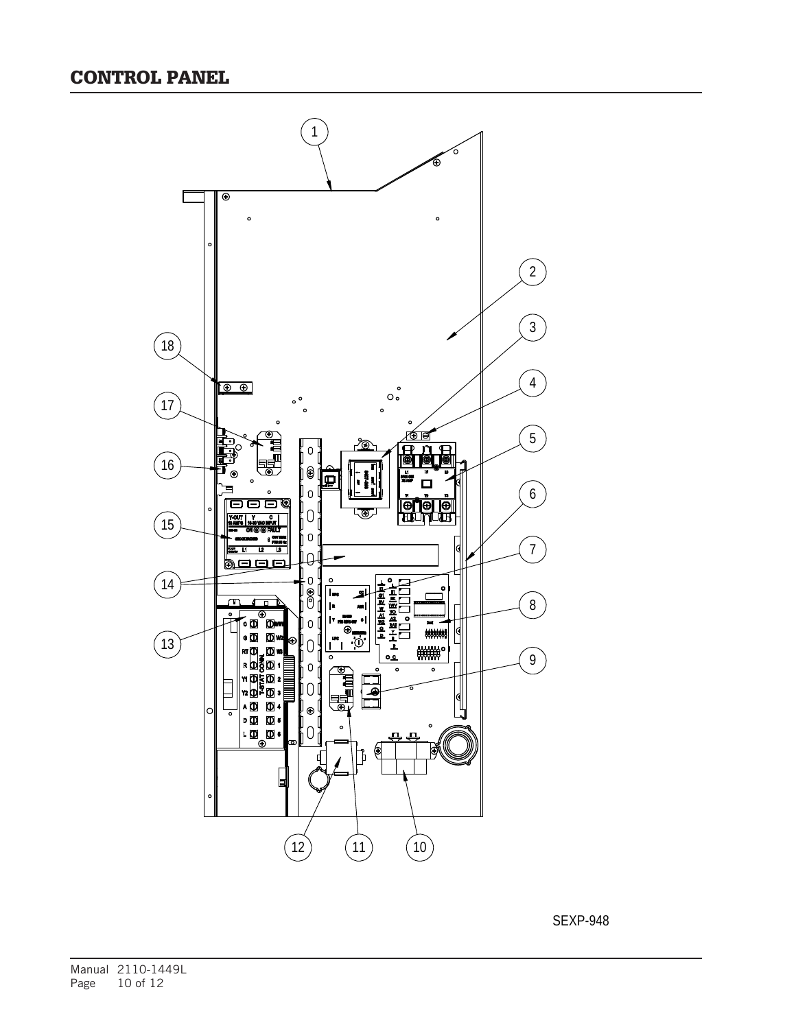## CONTROL PANEL

SEXP-948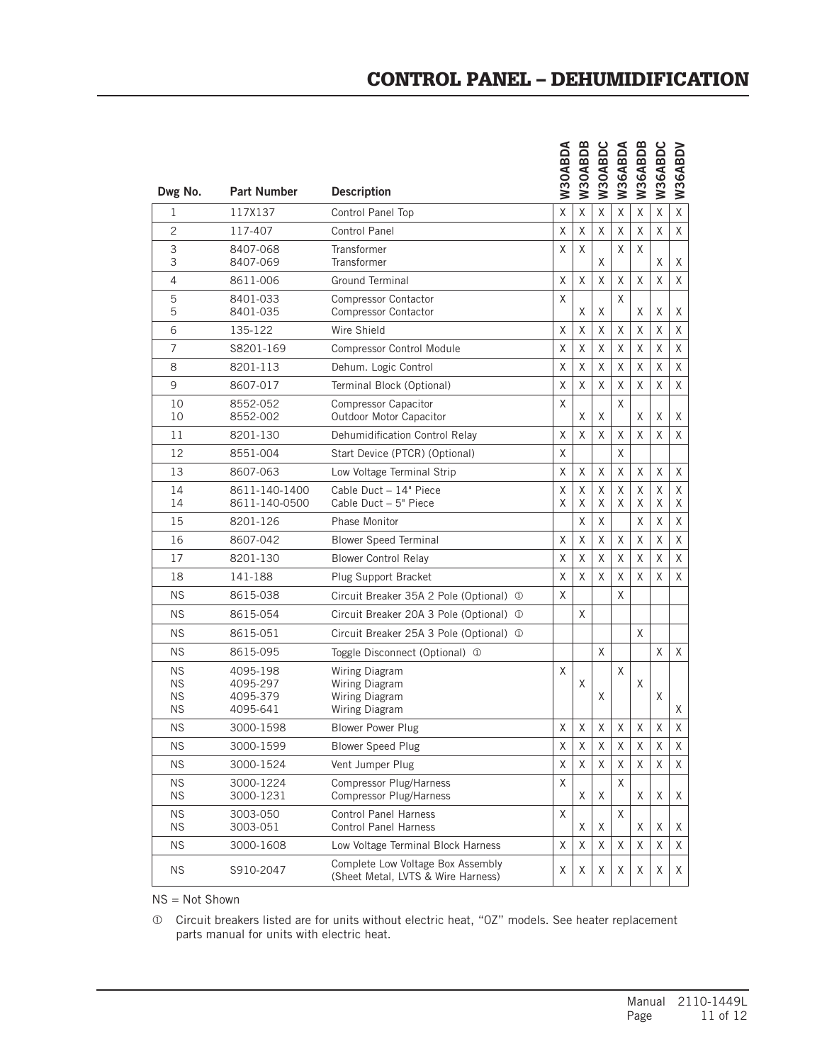# CONTROL PANEL – DEHUMIDIFICATION

| Dwg No. | Part Number | Description | W30ABDA | W30ABDB | W30ABDC | W36ABDA | W36ABDB | W36ABDC | W36ABDV |
|---|---|---|---|---|---|---|---|---|---|
| 1 | 117X137 | Control Panel Top | X | X | X | X | X | X | X |
| 2 | 117-407 | Control Panel | X | X | X | X | X | X | X |
| 3 | 8407-068 | Transformer | X | X | | X | X | | |
| 3 | 8407-069 | Transformer | | | X | | | X | X |
| 4 | 8611-006 | Ground Terminal | X | X | X | X | X | X | X |
| 5 | 8401-033 | Compressor Contactor | X | | | X | | | |
| 5 | 8401-035 | Compressor Contactor | | X | X | | X | X | X |
| 6 | 135-122 | Wire Shield | X | X | X | X | X | X | X |
| 7 | S8201-169 | Compressor Control Module | X | X | X | X | X | X | X |
| 8 | 8201-113 | Dehum. Logic Control | X | X | X | X | X | X | X |
| 9 | 8607-017 | Terminal Block (Optional) | X | X | X | X | X | X | X |
| 10 | 8552-052 | Compressor Capacitor | X | | | X | | | |
| 10 | 8552-002 | Outdoor Motor Capacitor | | X | X | | X | X | X |
| 11 | 8201-130 | Dehumidification Control Relay | X | X | X | X | X | X | X |
| 12 | 8551-004 | Start Device (PTCR) (Optional) | X | | | X | | | |
| 13 | 8607-063 | Low Voltage Terminal Strip | X | X | X | X | X | X | X |
| 14 | 8611-140-1400 | Cable Duct – 14" Piece | X | X | X | X | X | X | X |
| 14 | 8611-140-0500 | Cable Duct – 5" Piece | X | X | X | X | X | X | X |
| 15 | 8201-126 | Phase Monitor | | X | X | | X | X | X |
| 16 | 8607-042 | Blower Speed Terminal | X | X | X | X | X | X | X |
| 17 | 8201-130 | Blower Control Relay | X | X | X | X | X | X | X |
| 18 | 141-188 | Plug Support Bracket | X | X | X | X | X | X | X |
| NS | 8615-038 | Circuit Breaker 35A 2 Pole (Optional) ① | X | | | X | | | |
| NS | 8615-054 | Circuit Breaker 20A 3 Pole (Optional) ① | | X | | | | | |
| NS | 8615-051 | Circuit Breaker 25A 3 Pole (Optional) ① | | | | | X | | |
| NS | 8615-095 | Toggle Disconnect (Optional) ① | | | X | | | X | X |
| NS | 4095-198 | Wiring Diagram | X | | | X | | | |
| NS | 4095-297 | Wiring Diagram | | X | | | X | | |
| NS | 4095-379 | Wiring Diagram | | | X | | | X | |
| NS | 4095-641 | Wiring Diagram | | | | | | | X |
| NS | 3000-1598 | Blower Power Plug | X | X | X | X | X | X | X |
| NS | 3000-1599 | Blower Speed Plug | X | X | X | X | X | X | X |
| NS | 3000-1524 | Vent Jumper Plug | X | X | X | X | X | X | X |
| NS | 3000-1224 | Compressor Plug/Harness | X | | | X | | | |
| NS | 3000-1231 | Compressor Plug/Harness | | X | X | | X | X | X |
| NS | 3003-050 | Control Panel Harness | X | | | X | | | |
| NS | 3003-051 | Control Panel Harness | | X | X | | X | X | X |
| NS | 3000-1608 | Low Voltage Terminal Block Harness | X | X | X | X | X | X | X |
| NS | S910-2047 | Complete Low Voltage Box Assembly (Sheet Metal, LVTS & Wire Harness) | X | X | X | X | X | X | X |

NS = Not Shown

① Circuit breakers listed are for units without electric heat, "0Z" models. See heater replacement parts manual for units with electric heat.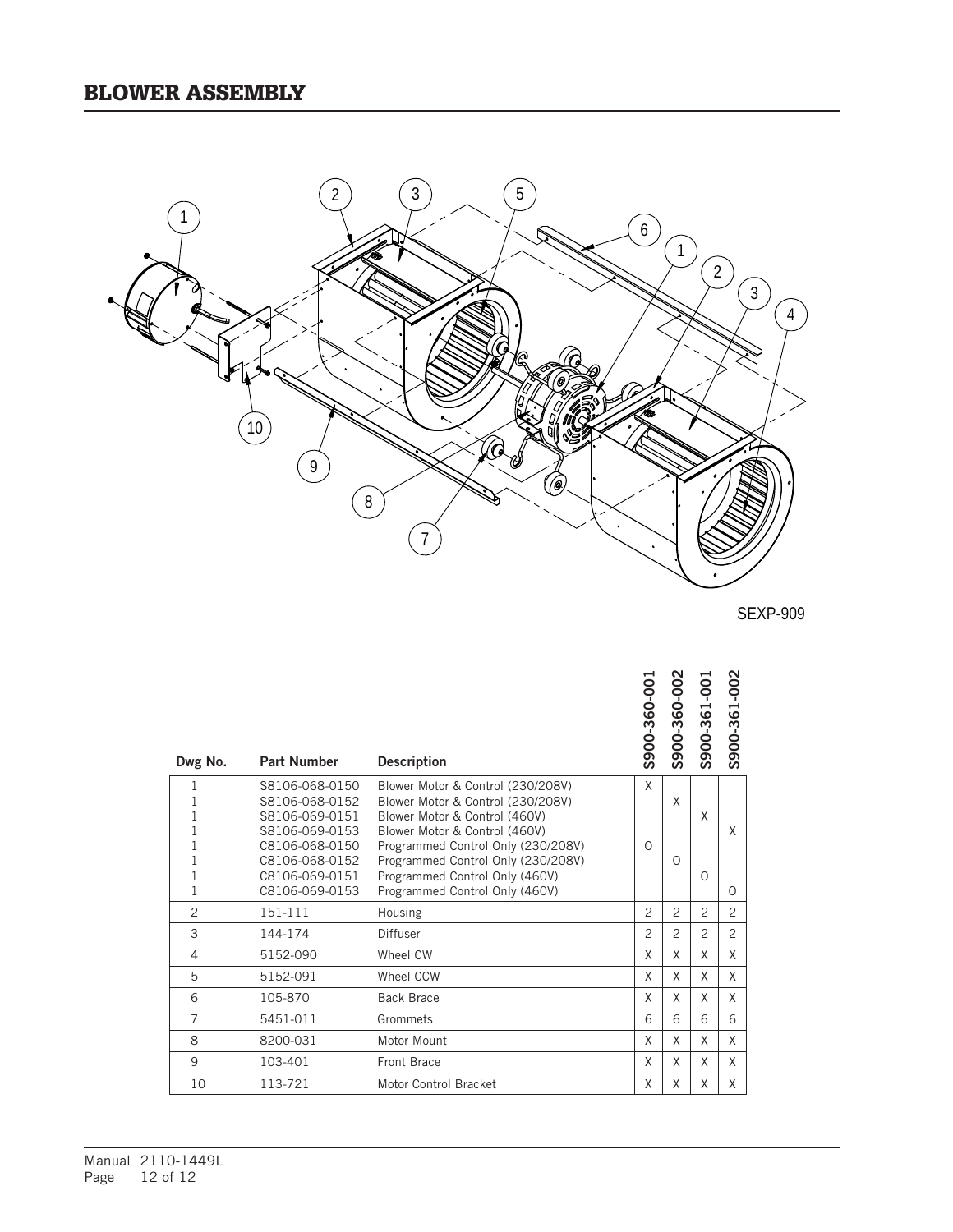# BLOWER ASSEMBLY

1
2
3
5
6
1
2
3
4
10
9
8
7

SEXP-909

| Dwg No. | Part Number | Description | S900-360-001 | S900-360-002 | S900-361-001 | S900-361-002 |
|---|---|---|---|---|---|---|
| 1 | S8106-068-0150 | Blower Motor & Control (230/208V) | X | | | |
| 1 | S8106-068-0152 | Blower Motor & Control (230/208V) | | X | | |
| 1 | S8106-069-0151 | Blower Motor & Control (460V) | | | X | |
| 1 | S8106-069-0153 | Blower Motor & Control (460V) | | | | X |
| 1 | C8106-068-0150 | Programmed Control Only (230/208V) | O | | | |
| 1 | C8106-068-0152 | Programmed Control Only (230/208V) | | O | | |
| 1 | C8106-069-0151 | Programmed Control Only (460V) | | | O | |
| 1 | C8106-069-0153 | Programmed Control Only (460V) | | | | O |
| 2 | 151-111 | Housing | 2 | 2 | 2 | 2 |
| 3 | 144-174 | Diffuser | 2 | 2 | 2 | 2 |
| 4 | 5152-090 | Wheel CW | X | X | X | X |
| 5 | 5152-091 | Wheel CCW | X | X | X | X |
| 6 | 105-870 | Back Brace | X | X | X | X |
| 7 | 5451-011 | Grommets | 6 | 6 | 6 | 6 |
| 8 | 8200-031 | Motor Mount | X | X | X | X |
| 9 | 103-401 | Front Brace | X | X | X | X |
| 10 | 113-721 | Motor Control Bracket | X | X | X | X |

Manual 2110-1449L